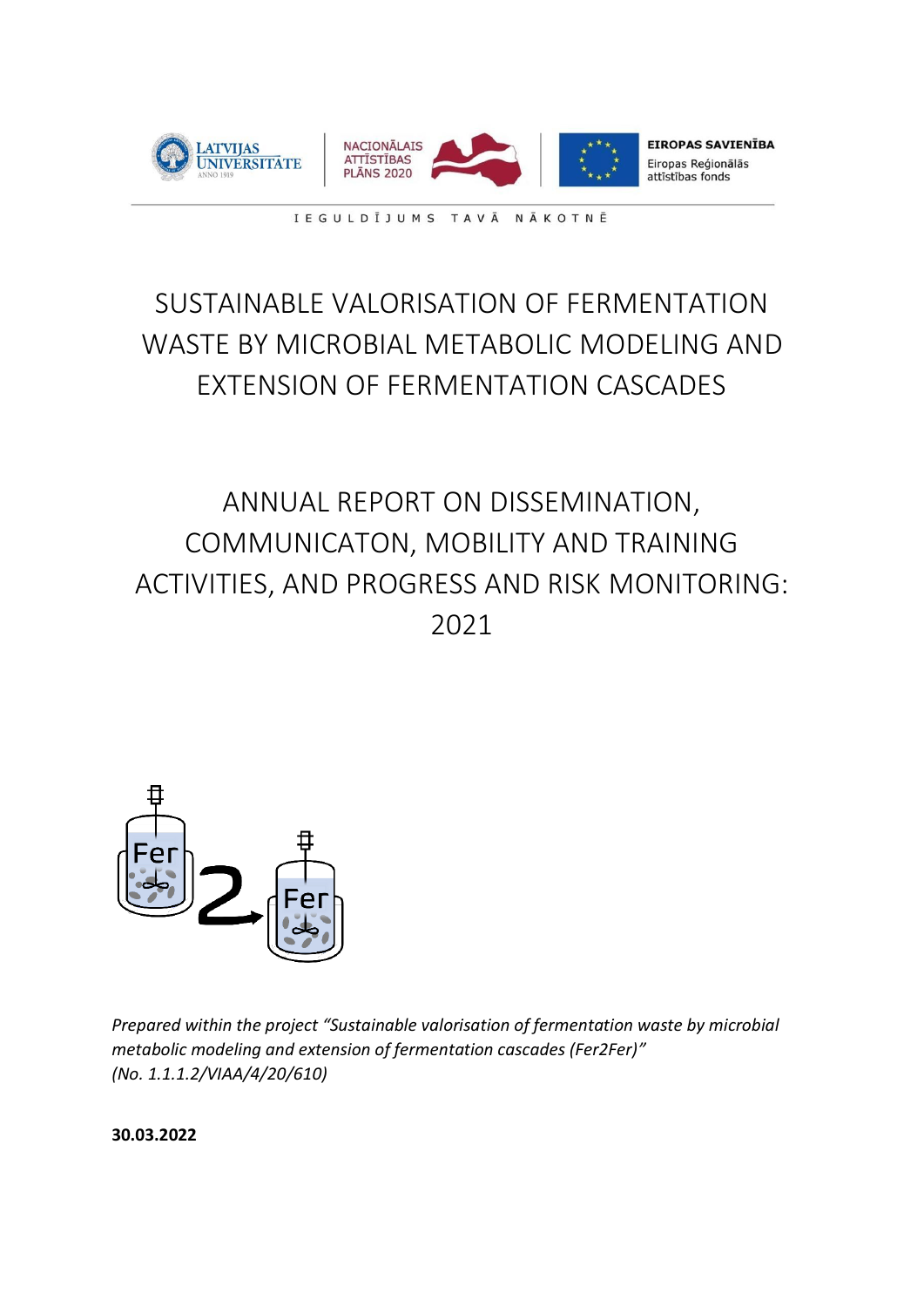IEGULDĪJUMS TAVĀ NĀKOTNĒ

# SUSTAINABLE VALORISATION OF FERMENTATION WASTE BY MICROBIAL METABOLIC MODELING AND EXTENSION OF FERMENTATION CASCADES

# ANNUAL REPORT ON DISSEMINATION, COMMUNICATON, MOBILITY AND TRAINING ACTIVITIES, AND PROGRESS AND RISK MONITORING: 2021

*Prepared within the project "Sustainable valorisation of fermentation waste by microbial metabolic modeling and extension of fermentation cascades (Fer2Fer)" (No. 1.1.1.2/VIAA/4/20/610)*

**30.03.2022**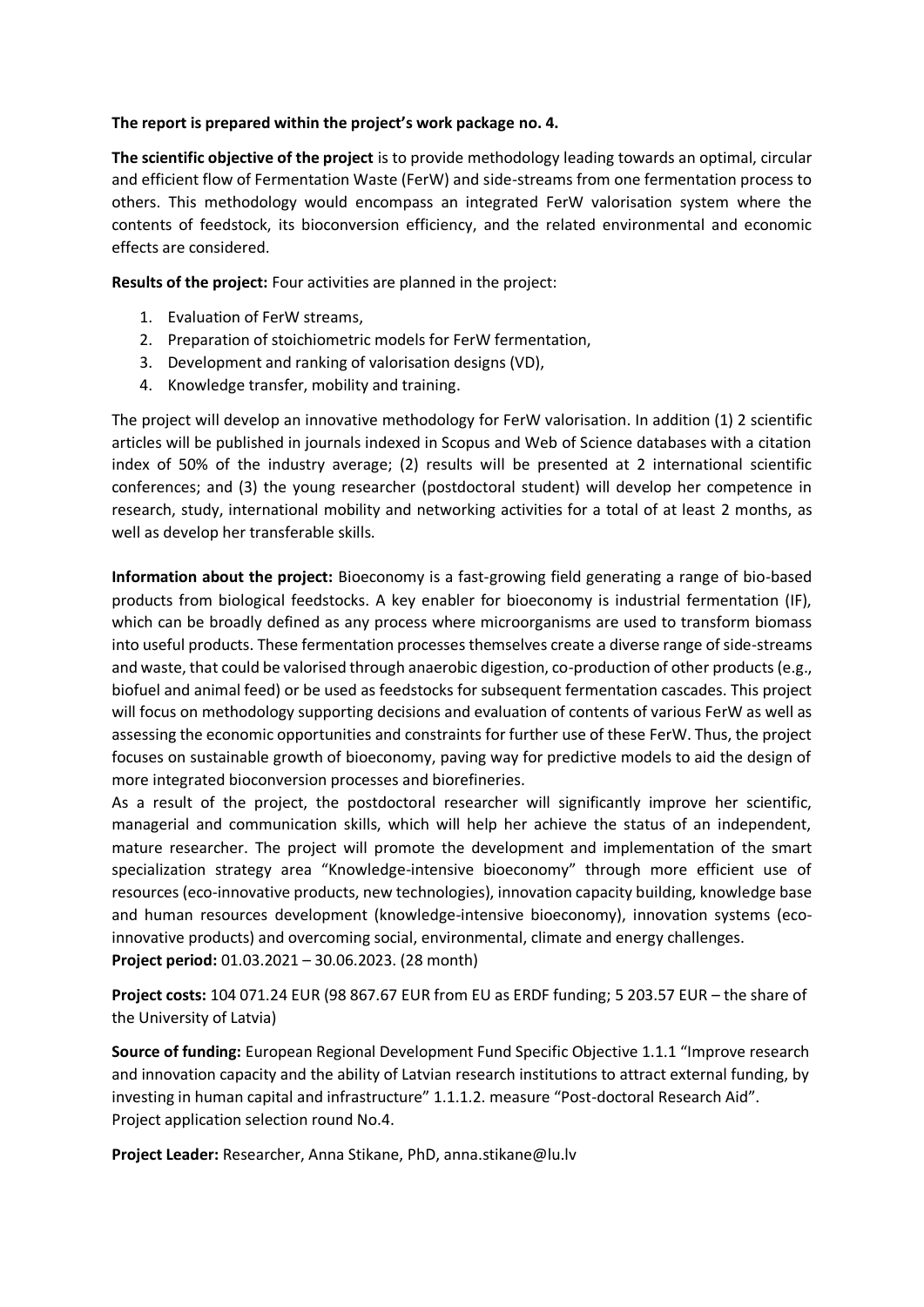**The report is prepared within the project's work package no. 4.**

**The scientific objective of the project** is to provide methodology leading towards an optimal, circular and efficient flow of Fermentation Waste (FerW) and side-streams from one fermentation process to others. This methodology would encompass an integrated FerW valorisation system where the contents of feedstock, its bioconversion efficiency, and the related environmental and economic effects are considered.

**Results of the project:** Four activities are planned in the project:

1. Evaluation of FerW streams,
2. Preparation of stoichiometric models for FerW fermentation,
3. Development and ranking of valorisation designs (VD),
4. Knowledge transfer, mobility and training.

The project will develop an innovative methodology for FerW valorisation. In addition (1) 2 scientific articles will be published in journals indexed in Scopus and Web of Science databases with a citation index of 50% of the industry average; (2) results will be presented at 2 international scientific conferences; and (3) the young researcher (postdoctoral student) will develop her competence in research, study, international mobility and networking activities for a total of at least 2 months, as well as develop her transferable skills.

**Information about the project:** Bioeconomy is a fast-growing field generating a range of bio-based products from biological feedstocks. A key enabler for bioeconomy is industrial fermentation (IF), which can be broadly defined as any process where microorganisms are used to transform biomass into useful products. These fermentation processes themselves create a diverse range of side-streams and waste, that could be valorised through anaerobic digestion, co-production of other products (e.g., biofuel and animal feed) or be used as feedstocks for subsequent fermentation cascades. This project will focus on methodology supporting decisions and evaluation of contents of various FerW as well as assessing the economic opportunities and constraints for further use of these FerW. Thus, the project focuses on sustainable growth of bioeconomy, paving way for predictive models to aid the design of more integrated bioconversion processes and biorefineries.

As a result of the project, the postdoctoral researcher will significantly improve her scientific, managerial and communication skills, which will help her achieve the status of an independent, mature researcher. The project will promote the development and implementation of the smart specialization strategy area "Knowledge-intensive bioeconomy" through more efficient use of resources (eco-innovative products, new technologies), innovation capacity building, knowledge base and human resources development (knowledge-intensive bioeconomy), innovation systems (eco-innovative products) and overcoming social, environmental, climate and energy challenges.

**Project period:** 01.03.2021 – 30.06.2023. (28 month)

**Project costs:** 104 071.24 EUR (98 867.67 EUR from EU as ERDF funding; 5 203.57 EUR – the share of the University of Latvia)

**Source of funding:** European Regional Development Fund Specific Objective 1.1.1 "Improve research and innovation capacity and the ability of Latvian research institutions to attract external funding, by investing in human capital and infrastructure" 1.1.1.2. measure "Post-doctoral Research Aid". Project application selection round No.4.

**Project Leader:** Researcher, Anna Stikane, PhD, anna.stikane@lu.lv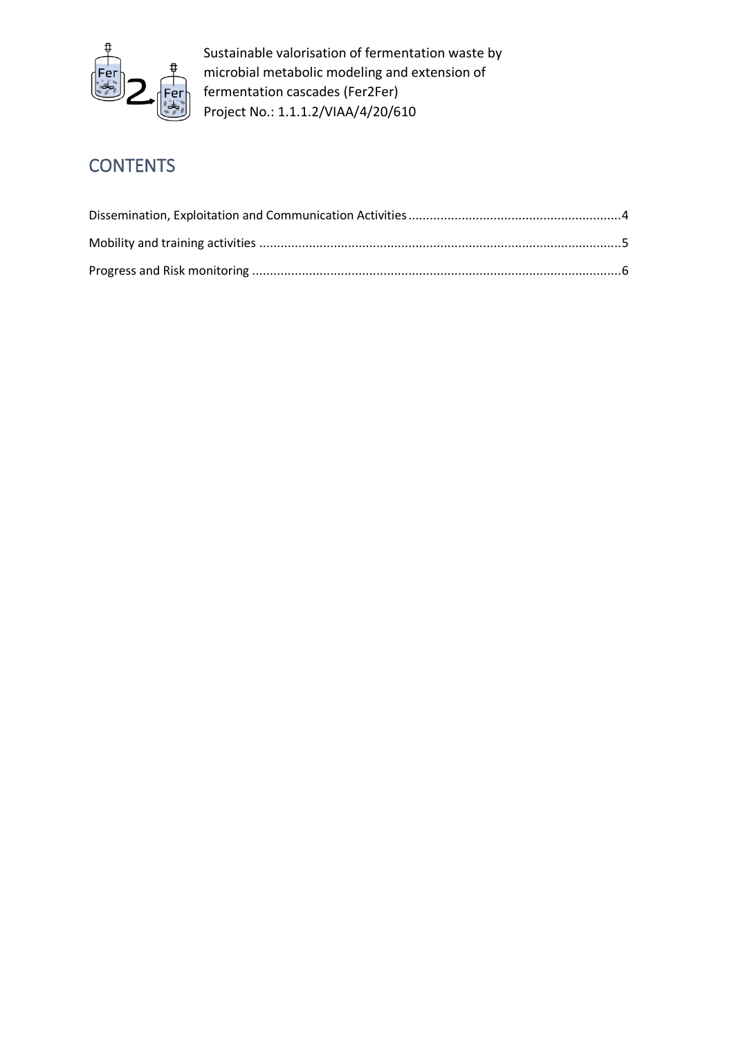# CONTENTS

Dissemination, Exploitation and Communication Activities ........................................................... 4

Mobility and training activities ..................................................................................................... 5

Progress and Risk monitoring ....................................................................................................... 6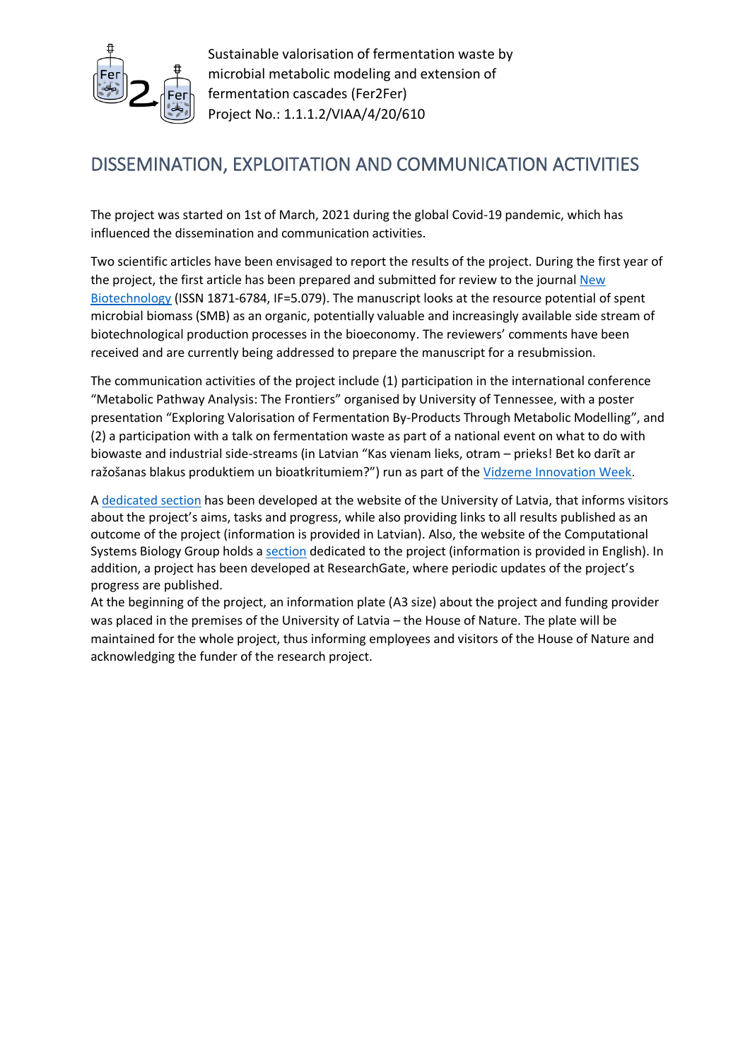Sustainable valorisation of fermentation waste by microbial metabolic modeling and extension of fermentation cascades (Fer2Fer)
Project No.: 1.1.1.2/VIAA/4/20/610

## DISSEMINATION, EXPLOITATION AND COMMUNICATION ACTIVITIES

The project was started on 1st of March, 2021 during the global Covid-19 pandemic, which has influenced the dissemination and communication activities.

Two scientific articles have been envisaged to report the results of the project. During the first year of the project, the first article has been prepared and submitted for review to the journal New Biotechnology (ISSN 1871-6784, IF=5.079). The manuscript looks at the resource potential of spent microbial biomass (SMB) as an organic, potentially valuable and increasingly available side stream of biotechnological production processes in the bioeconomy. The reviewers' comments have been received and are currently being addressed to prepare the manuscript for a resubmission.

The communication activities of the project include (1) participation in the international conference "Metabolic Pathway Analysis: The Frontiers" organised by University of Tennessee, with a poster presentation "Exploring Valorisation of Fermentation By-Products Through Metabolic Modelling", and (2) a participation with a talk on fermentation waste as part of a national event on what to do with biowaste and industrial side-streams (in Latvian "Kas vienam lieks, otram – prieks! Bet ko darīt ar ražošanas blakus produktiem un bioatkritumiem?") run as part of the Vidzeme Innovation Week.

A dedicated section has been developed at the website of the University of Latvia, that informs visitors about the project's aims, tasks and progress, while also providing links to all results published as an outcome of the project (information is provided in Latvian). Also, the website of the Computational Systems Biology Group holds a section dedicated to the project (information is provided in English). In addition, a project has been developed at ResearchGate, where periodic updates of the project's progress are published.
At the beginning of the project, an information plate (A3 size) about the project and funding provider was placed in the premises of the University of Latvia – the House of Nature. The plate will be maintained for the whole project, thus informing employees and visitors of the House of Nature and acknowledging the funder of the research project.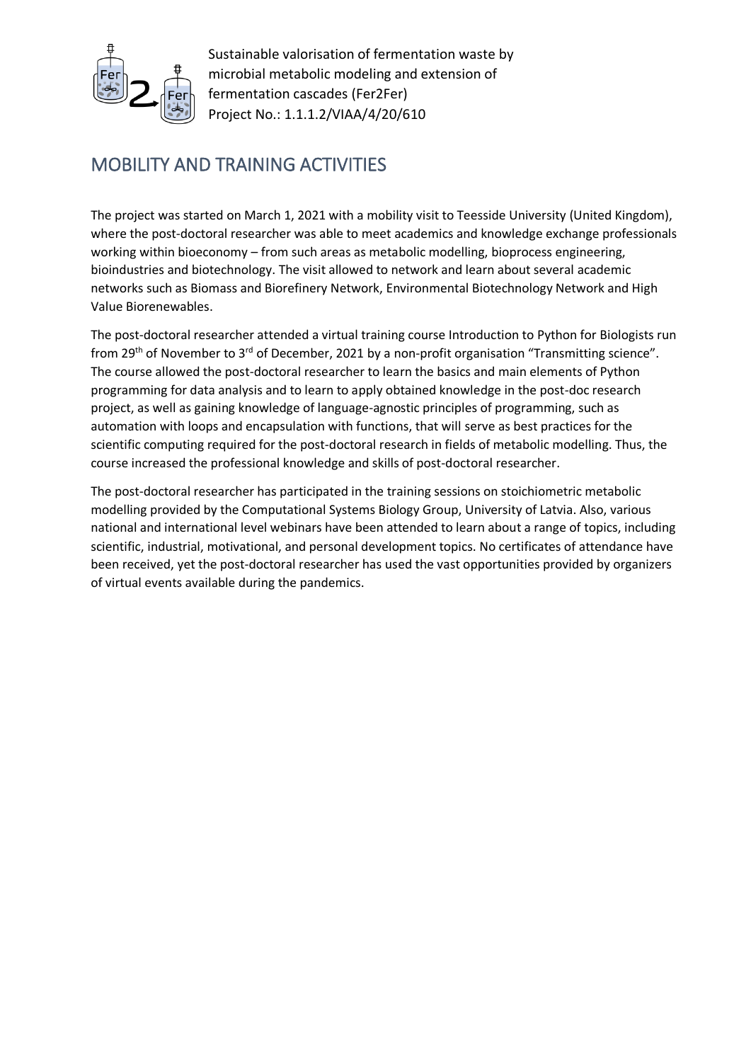Sustainable valorisation of fermentation waste by microbial metabolic modeling and extension of fermentation cascades (Fer2Fer)
Project No.: 1.1.1.2/VIAA/4/20/610

## MOBILITY AND TRAINING ACTIVITIES

The project was started on March 1, 2021 with a mobility visit to Teesside University (United Kingdom), where the post-doctoral researcher was able to meet academics and knowledge exchange professionals working within bioeconomy – from such areas as metabolic modelling, bioprocess engineering, bioindustries and biotechnology. The visit allowed to network and learn about several academic networks such as Biomass and Biorefinery Network, Environmental Biotechnology Network and High Value Biorenewables.

The post-doctoral researcher attended a virtual training course Introduction to Python for Biologists run from 29th of November to 3rd of December, 2021 by a non-profit organisation "Transmitting science". The course allowed the post-doctoral researcher to learn the basics and main elements of Python programming for data analysis and to learn to apply obtained knowledge in the post-doc research project, as well as gaining knowledge of language-agnostic principles of programming, such as automation with loops and encapsulation with functions, that will serve as best practices for the scientific computing required for the post-doctoral research in fields of metabolic modelling. Thus, the course increased the professional knowledge and skills of post-doctoral researcher.

The post-doctoral researcher has participated in the training sessions on stoichiometric metabolic modelling provided by the Computational Systems Biology Group, University of Latvia. Also, various national and international level webinars have been attended to learn about a range of topics, including scientific, industrial, motivational, and personal development topics. No certificates of attendance have been received, yet the post-doctoral researcher has used the vast opportunities provided by organizers of virtual events available during the pandemics.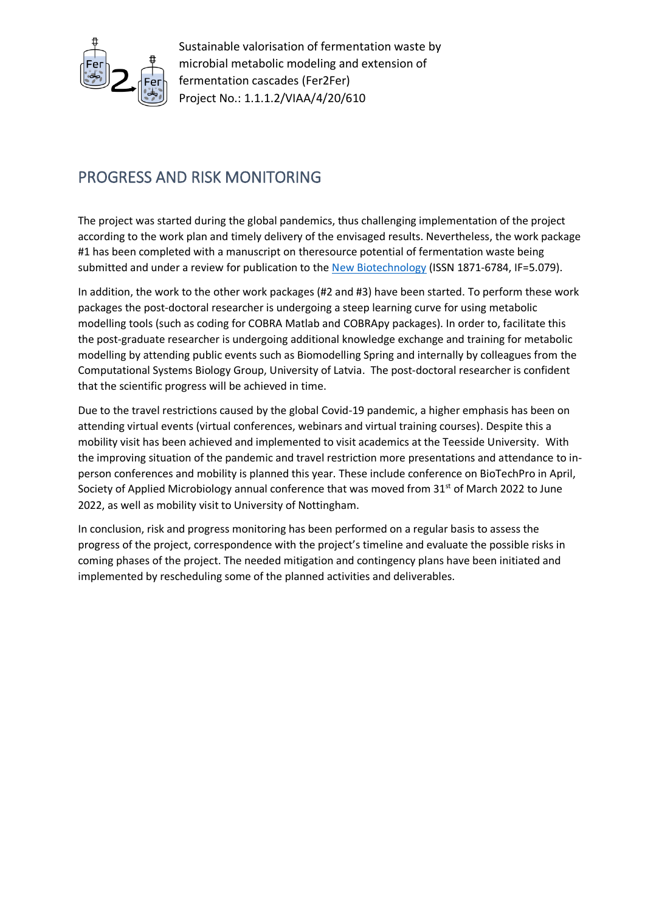Sustainable valorisation of fermentation waste by microbial metabolic modeling and extension of fermentation cascades (Fer2Fer)
Project No.: 1.1.1.2/VIAA/4/20/610

## PROGRESS AND RISK MONITORING

The project was started during the global pandemics, thus challenging implementation of the project according to the work plan and timely delivery of the envisaged results. Nevertheless, the work package #1 has been completed with a manuscript on theresource potential of fermentation waste being submitted and under a review for publication to the New Biotechnology (ISSN 1871-6784, IF=5.079).

In addition, the work to the other work packages (#2 and #3) have been started. To perform these work packages the post-doctoral researcher is undergoing a steep learning curve for using metabolic modelling tools (such as coding for COBRA Matlab and COBRApy packages). In order to, facilitate this the post-graduate researcher is undergoing additional knowledge exchange and training for metabolic modelling by attending public events such as Biomodelling Spring and internally by colleagues from the Computational Systems Biology Group, University of Latvia. The post-doctoral researcher is confident that the scientific progress will be achieved in time.

Due to the travel restrictions caused by the global Covid-19 pandemic, a higher emphasis has been on attending virtual events (virtual conferences, webinars and virtual training courses). Despite this a mobility visit has been achieved and implemented to visit academics at the Teesside University. With the improving situation of the pandemic and travel restriction more presentations and attendance to in-person conferences and mobility is planned this year. These include conference on BioTechPro in April, Society of Applied Microbiology annual conference that was moved from 31st of March 2022 to June 2022, as well as mobility visit to University of Nottingham.

In conclusion, risk and progress monitoring has been performed on a regular basis to assess the progress of the project, correspondence with the project's timeline and evaluate the possible risks in coming phases of the project. The needed mitigation and contingency plans have been initiated and implemented by rescheduling some of the planned activities and deliverables.